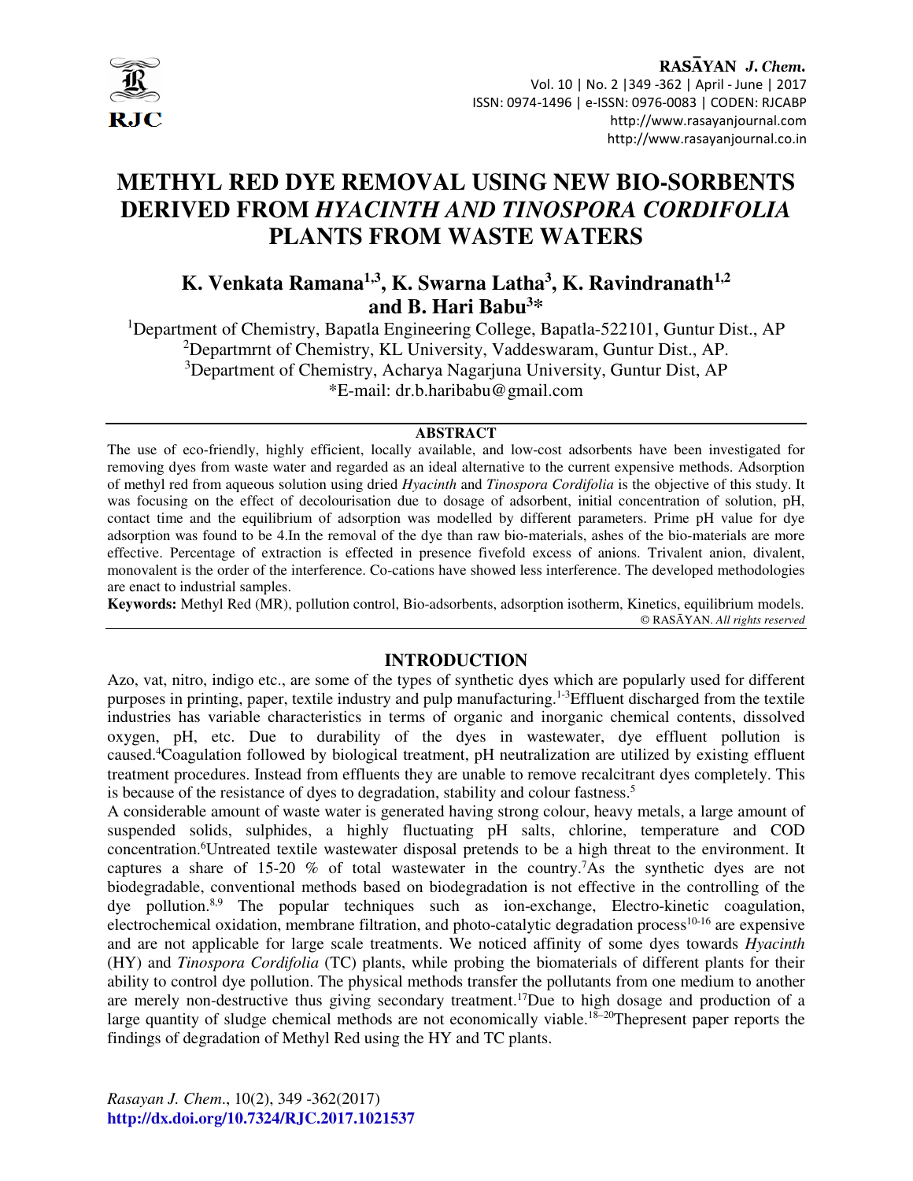# METHYL RED DYE REMOVAL USING NEW BIO-SORBENTS DERIVED FROM *HYACINTH AND TINOSPORA CORDIFOLIA* PLANTS FROM WASTE WATERS

**K. Venkata Ramana[1,3], K. Swarna Latha[3], K. Ravindranath[1,2] and B. Hari Babu[3]***

[1]Department of Chemistry, Bapatla Engineering College, Bapatla-522101, Guntur Dist., AP
[2]Departmrnt of Chemistry, KL University, Vaddeswaram, Guntur Dist., AP.
[3]Department of Chemistry, Acharya Nagarjuna University, Guntur Dist, AP
*E-mail: dr.b.haribabu@gmail.com

## ABSTRACT

The use of eco-friendly, highly efficient, locally available, and low-cost adsorbents have been investigated for removing dyes from waste water and regarded as an ideal alternative to the current expensive methods. Adsorption of methyl red from aqueous solution using dried *Hyacinth* and *Tinospora Cordifolia* is the objective of this study. It was focusing on the effect of decolourisation due to dosage of adsorbent, initial concentration of solution, pH, contact time and the equilibrium of adsorption was modelled by different parameters. Prime pH value for dye adsorption was found to be 4.In the removal of the dye than raw bio-materials, ashes of the bio-materials are more effective. Percentage of extraction is effected in presence fivefold excess of anions. Trivalent anion, divalent, monovalent is the order of the interference. Co-cations have showed less interference. The developed methodologies are enact to industrial samples.

**Keywords:** Methyl Red (MR), pollution control, Bio-adsorbents, adsorption isotherm, Kinetics, equilibrium models.

© RASĀYAN. *All rights reserved*

## INTRODUCTION

Azo, vat, nitro, indigo etc., are some of the types of synthetic dyes which are popularly used for different purposes in printing, paper, textile industry and pulp manufacturing.[1-3]Effluent discharged from the textile industries has variable characteristics in terms of organic and inorganic chemical contents, dissolved oxygen, pH, etc. Due to durability of the dyes in wastewater, dye effluent pollution is caused.[4]Coagulation followed by biological treatment, pH neutralization are utilized by existing effluent treatment procedures. Instead from effluents they are unable to remove recalcitrant dyes completely. This is because of the resistance of dyes to degradation, stability and colour fastness.[5]

A considerable amount of waste water is generated having strong colour, heavy metals, a large amount of suspended solids, sulphides, a highly fluctuating pH salts, chlorine, temperature and COD concentration.[6]Untreated textile wastewater disposal pretends to be a high threat to the environment. It captures a share of 15-20 % of total wastewater in the country.[7]As the synthetic dyes are not biodegradable, conventional methods based on biodegradation is not effective in the controlling of the dye pollution.[8,9] The popular techniques such as ion-exchange, Electro-kinetic coagulation, electrochemical oxidation, membrane filtration, and photo-catalytic degradation process[10-16] are expensive and are not applicable for large scale treatments. We noticed affinity of some dyes towards *Hyacinth* (HY) and *Tinospora Cordifolia* (TC) plants, while probing the biomaterials of different plants for their ability to control dye pollution. The physical methods transfer the pollutants from one medium to another are merely non-destructive thus giving secondary treatment.[17]Due to high dosage and production of a large quantity of sludge chemical methods are not economically viable.[18–20]Thepresent paper reports the findings of degradation of Methyl Red using the HY and TC plants.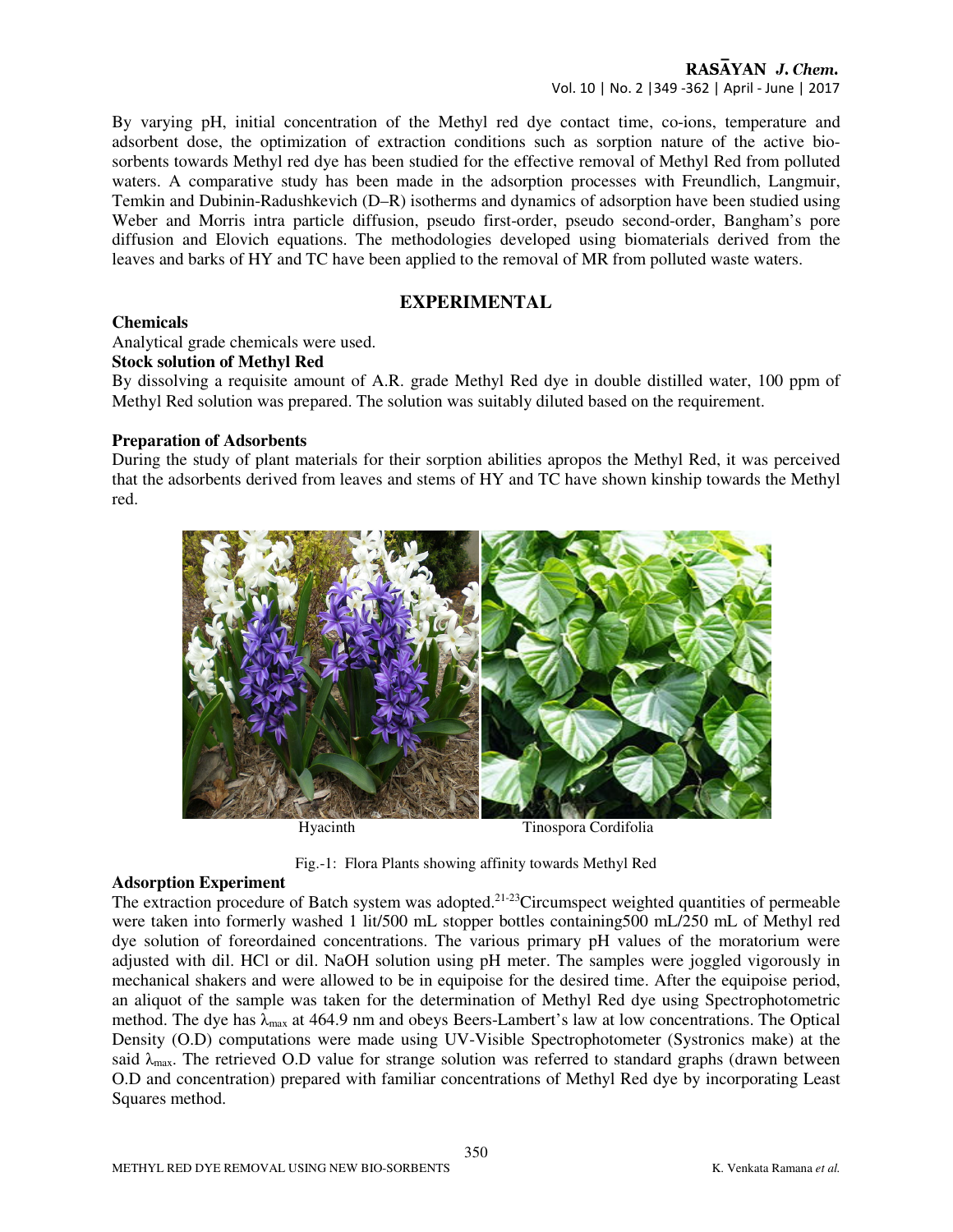By varying pH, initial concentration of the Methyl red dye contact time, co-ions, temperature and adsorbent dose, the optimization of extraction conditions such as sorption nature of the active bio-sorbents towards Methyl red dye has been studied for the effective removal of Methyl Red from polluted waters. A comparative study has been made in the adsorption processes with Freundlich, Langmuir, Temkin and Dubinin-Radushkevich (D–R) isotherms and dynamics of adsorption have been studied using Weber and Morris intra particle diffusion, pseudo first-order, pseudo second-order, Bangham's pore diffusion and Elovich equations. The methodologies developed using biomaterials derived from the leaves and barks of HY and TC have been applied to the removal of MR from polluted waste waters.

## EXPERIMENTAL

### Chemicals

Analytical grade chemicals were used.

### Stock solution of Methyl Red

By dissolving a requisite amount of A.R. grade Methyl Red dye in double distilled water, 100 ppm of Methyl Red solution was prepared. The solution was suitably diluted based on the requirement.

### Preparation of Adsorbents

During the study of plant materials for their sorption abilities apropos the Methyl Red, it was perceived that the adsorbents derived from leaves and stems of HY and TC have shown kinship towards the Methyl red.

Hyacinth　　　　Tinospora Cordifolia

Fig.-1: Flora Plants showing affinity towards Methyl Red

### Adsorption Experiment

The extraction procedure of Batch system was adopted.[21-23] Circumspect weighted quantities of permeable were taken into formerly washed 1 lit/500 mL stopper bottles containing500 mL/250 mL of Methyl red dye solution of foreordained concentrations. The various primary pH values of the moratorium were adjusted with dil. HCl or dil. NaOH solution using pH meter. The samples were joggled vigorously in mechanical shakers and were allowed to be in equipoise for the desired time. After the equipoise period, an aliquot of the sample was taken for the determination of Methyl Red dye using Spectrophotometric method. The dye has $\lambda_{max}$ at 464.9 nm and obeys Beers-Lambert's law at low concentrations. The Optical Density (O.D) computations were made using UV-Visible Spectrophotometer (Systronics make) at the said $\lambda_{max}$. The retrieved O.D value for strange solution was referred to standard graphs (drawn between O.D and concentration) prepared with familiar concentrations of Methyl Red dye by incorporating Least Squares method.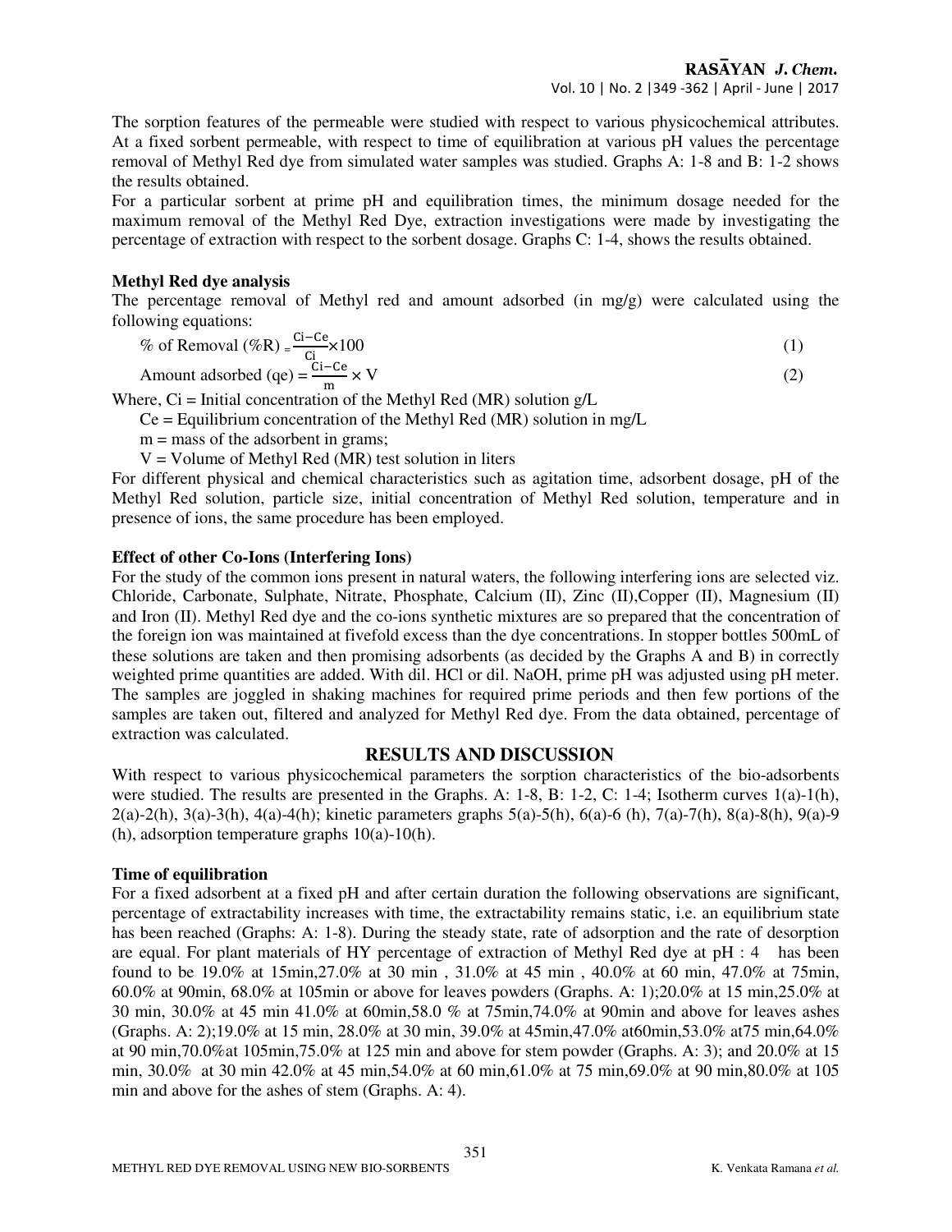The sorption features of the permeable were studied with respect to various physicochemical attributes. At a fixed sorbent permeable, with respect to time of equilibration at various pH values the percentage removal of Methyl Red dye from simulated water samples was studied. Graphs A: 1-8 and B: 1-2 shows the results obtained.

For a particular sorbent at prime pH and equilibration times, the minimum dosage needed for the maximum removal of the Methyl Red Dye, extraction investigations were made by investigating the percentage of extraction with respect to the sorbent dosage. Graphs C: 1-4, shows the results obtained.

### Methyl Red dye analysis

The percentage removal of Methyl red and amount adsorbed (in mg/g) were calculated using the following equations:

$$\% \text{ of Removal } (\%R) = \frac{Ci - Ce}{Ci} \times 100 \tag{1}$$

$$\text{Amount adsorbed } (qe) = \frac{Ci - Ce}{m} \times V \tag{2}$$

Where, Ci = Initial concentration of the Methyl Red (MR) solution g/L

Ce = Equilibrium concentration of the Methyl Red (MR) solution in mg/L

m = mass of the adsorbent in grams;

V = Volume of Methyl Red (MR) test solution in liters

For different physical and chemical characteristics such as agitation time, adsorbent dosage, pH of the Methyl Red solution, particle size, initial concentration of Methyl Red solution, temperature and in presence of ions, the same procedure has been employed.

### Effect of other Co-Ions (Interfering Ions)

For the study of the common ions present in natural waters, the following interfering ions are selected viz. Chloride, Carbonate, Sulphate, Nitrate, Phosphate, Calcium (II), Zinc (II),Copper (II), Magnesium (II) and Iron (II). Methyl Red dye and the co-ions synthetic mixtures are so prepared that the concentration of the foreign ion was maintained at fivefold excess than the dye concentrations. In stopper bottles 500mL of these solutions are taken and then promising adsorbents (as decided by the Graphs A and B) in correctly weighted prime quantities are added. With dil. HCl or dil. NaOH, prime pH was adjusted using pH meter. The samples are joggled in shaking machines for required prime periods and then few portions of the samples are taken out, filtered and analyzed for Methyl Red dye. From the data obtained, percentage of extraction was calculated.

## RESULTS AND DISCUSSION

With respect to various physicochemical parameters the sorption characteristics of the bio-adsorbents were studied. The results are presented in the Graphs. A: 1-8, B: 1-2, C: 1-4; Isotherm curves 1(a)-1(h), 2(a)-2(h), 3(a)-3(h), 4(a)-4(h); kinetic parameters graphs 5(a)-5(h), 6(a)-6 (h), 7(a)-7(h), 8(a)-8(h), 9(a)-9 (h), adsorption temperature graphs 10(a)-10(h).

### Time of equilibration

For a fixed adsorbent at a fixed pH and after certain duration the following observations are significant, percentage of extractability increases with time, the extractability remains static, i.e. an equilibrium state has been reached (Graphs: A: 1-8). During the steady state, rate of adsorption and the rate of desorption are equal. For plant materials of HY percentage of extraction of Methyl Red dye at pH : 4 has been found to be 19.0% at 15min,27.0% at 30 min , 31.0% at 45 min , 40.0% at 60 min, 47.0% at 75min, 60.0% at 90min, 68.0% at 105min or above for leaves powders (Graphs. A: 1);20.0% at 15 min,25.0% at 30 min, 30.0% at 45 min 41.0% at 60min,58.0 % at 75min,74.0% at 90min and above for leaves ashes (Graphs. A: 2);19.0% at 15 min, 28.0% at 30 min, 39.0% at 45min,47.0% at60min,53.0% at75 min,64.0% at 90 min,70.0%at 105min,75.0% at 125 min and above for stem powder (Graphs. A: 3); and 20.0% at 15 min, 30.0% at 30 min 42.0% at 45 min,54.0% at 60 min,61.0% at 75 min,69.0% at 90 min,80.0% at 105 min and above for the ashes of stem (Graphs. A: 4).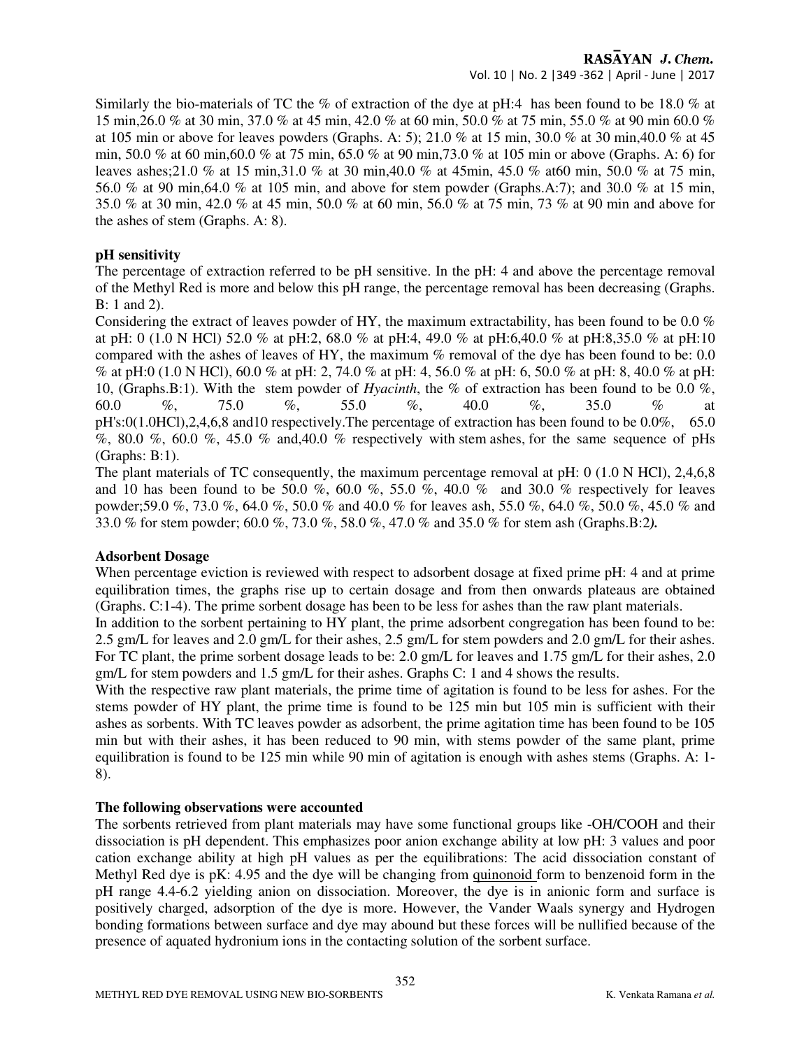Similarly the bio-materials of TC the % of extraction of the dye at pH:4 has been found to be 18.0 % at 15 min,26.0 % at 30 min, 37.0 % at 45 min, 42.0 % at 60 min, 50.0 % at 75 min, 55.0 % at 90 min 60.0 % at 105 min or above for leaves powders (Graphs. A: 5); 21.0 % at 15 min, 30.0 % at 30 min,40.0 % at 45 min, 50.0 % at 60 min,60.0 % at 75 min, 65.0 % at 90 min,73.0 % at 105 min or above (Graphs. A: 6) for leaves ashes;21.0 % at 15 min,31.0 % at 30 min,40.0 % at 45min, 45.0 % at60 min, 50.0 % at 75 min, 56.0 % at 90 min,64.0 % at 105 min, and above for stem powder (Graphs.A:7); and 30.0 % at 15 min, 35.0 % at 30 min, 42.0 % at 45 min, 50.0 % at 60 min, 56.0 % at 75 min, 73 % at 90 min and above for the ashes of stem (Graphs. A: 8).

**pH sensitivity**

The percentage of extraction referred to be pH sensitive. In the pH: 4 and above the percentage removal of the Methyl Red is more and below this pH range, the percentage removal has been decreasing (Graphs. B: 1 and 2).

Considering the extract of leaves powder of HY, the maximum extractability, has been found to be 0.0 % at pH: 0 (1.0 N HCl) 52.0 % at pH:2, 68.0 % at pH:4, 49.0 % at pH:6,40.0 % at pH:8,35.0 % at pH:10 compared with the ashes of leaves of HY, the maximum % removal of the dye has been found to be: 0.0 % at pH:0 (1.0 N HCl), 60.0 % at pH: 2, 74.0 % at pH: 4, 56.0 % at pH: 6, 50.0 % at pH: 8, 40.0 % at pH: 10, (Graphs.B:1). With the stem powder of *Hyacinth*, the % of extraction has been found to be 0.0 %, 60.0 %, 75.0 %, 55.0 %, 40.0 %, 35.0 % at pH's:0(1.0HCl),2,4,6,8 and10 respectively.The percentage of extraction has been found to be 0.0%, 65.0 %, 80.0 %, 60.0 %, 45.0 % and,40.0 % respectively with stem ashes, for the same sequence of pHs (Graphs: B:1).

The plant materials of TC consequently, the maximum percentage removal at pH: 0 (1.0 N HCl), 2,4,6,8 and 10 has been found to be 50.0 %, 60.0 %, 55.0 %, 40.0 % and 30.0 % respectively for leaves powder;59.0 %, 73.0 %, 64.0 %, 50.0 % and 40.0 % for leaves ash, 55.0 %, 64.0 %, 50.0 %, 45.0 % and 33.0 % for stem powder; 60.0 %, 73.0 %, 58.0 %, 47.0 % and 35.0 % for stem ash (Graphs.B:2*)*.

**Adsorbent Dosage**

When percentage eviction is reviewed with respect to adsorbent dosage at fixed prime pH: 4 and at prime equilibration times, the graphs rise up to certain dosage and from then onwards plateaus are obtained (Graphs. C:1-4). The prime sorbent dosage has been to be less for ashes than the raw plant materials.

In addition to the sorbent pertaining to HY plant, the prime adsorbent congregation has been found to be: 2.5 gm/L for leaves and 2.0 gm/L for their ashes, 2.5 gm/L for stem powders and 2.0 gm/L for their ashes. For TC plant, the prime sorbent dosage leads to be: 2.0 gm/L for leaves and 1.75 gm/L for their ashes, 2.0 gm/L for stem powders and 1.5 gm/L for their ashes. Graphs C: 1 and 4 shows the results.

With the respective raw plant materials, the prime time of agitation is found to be less for ashes. For the stems powder of HY plant, the prime time is found to be 125 min but 105 min is sufficient with their ashes as sorbents. With TC leaves powder as adsorbent, the prime agitation time has been found to be 105 min but with their ashes, it has been reduced to 90 min, with stems powder of the same plant, prime equilibration is found to be 125 min while 90 min of agitation is enough with ashes stems (Graphs. A: 1-8).

**The following observations were accounted**

The sorbents retrieved from plant materials may have some functional groups like -OH/COOH and their dissociation is pH dependent. This emphasizes poor anion exchange ability at low pH: 3 values and poor cation exchange ability at high pH values as per the equilibrations: The acid dissociation constant of Methyl Red dye is pK: 4.95 and the dye will be changing from quinonoid form to benzenoid form in the pH range 4.4-6.2 yielding anion on dissociation. Moreover, the dye is in anionic form and surface is positively charged, adsorption of the dye is more. However, the Vander Waals synergy and Hydrogen bonding formations between surface and dye may abound but these forces will be nullified because of the presence of aquated hydronium ions in the contacting solution of the sorbent surface.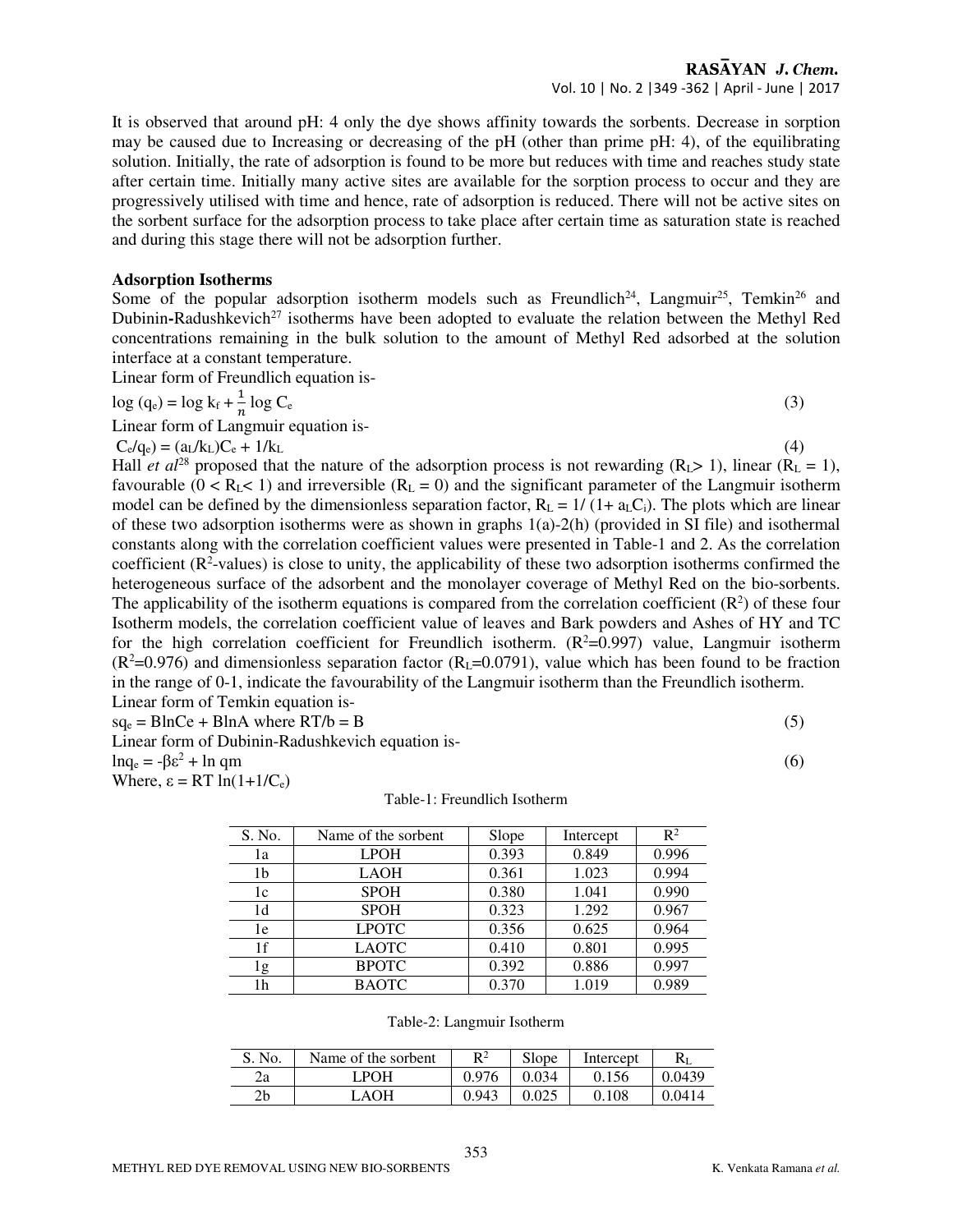It is observed that around pH: 4 only the dye shows affinity towards the sorbents. Decrease in sorption may be caused due to Increasing or decreasing of the pH (other than prime pH: 4), of the equilibrating solution. Initially, the rate of adsorption is found to be more but reduces with time and reaches study state after certain time. Initially many active sites are available for the sorption process to occur and they are progressively utilised with time and hence, rate of adsorption is reduced. There will not be active sites on the sorbent surface for the adsorption process to take place after certain time as saturation state is reached and during this stage there will not be adsorption further.

### Adsorption Isotherms

Some of the popular adsorption isotherm models such as Freundlich[24], Langmuir[25], Temkin[26] and Dubinin-Radushkevich[27] isotherms have been adopted to evaluate the relation between the Methyl Red concentrations remaining in the bulk solution to the amount of Methyl Red adsorbed at the solution interface at a constant temperature.

Linear form of Freundlich equation is-

$$\log (q_e) = \log k_f + \frac{1}{n} \log C_e \quad (3)$$

Linear form of Langmuir equation is-

$$C_e/q_e) = (a_L/k_L)C_e + 1/k_L \quad (4)$$

Hall *et al*[28] proposed that the nature of the adsorption process is not rewarding ($R_L > 1$), linear ($R_L = 1$), favourable ($0 < R_L < 1$) and irreversible ($R_L = 0$) and the significant parameter of the Langmuir isotherm model can be defined by the dimensionless separation factor, $R_L = 1/(1+ a_LC_i)$. The plots which are linear of these two adsorption isotherms were as shown in graphs 1(a)-2(h) (provided in SI file) and isothermal constants along with the correlation coefficient values were presented in Table-1 and 2. As the correlation coefficient ($R^2$-values) is close to unity, the applicability of these two adsorption isotherms confirmed the heterogeneous surface of the adsorbent and the monolayer coverage of Methyl Red on the bio-sorbents. The applicability of the isotherm equations is compared from the correlation coefficient ($R^2$) of these four Isotherm models, the correlation coefficient value of leaves and Bark powders and Ashes of HY and TC for the high correlation coefficient for Freundlich isotherm. ($R^2$=0.997) value, Langmuir isotherm ($R^2$=0.976) and dimensionless separation factor ($R_L$=0.0791), value which has been found to be fraction in the range of 0-1, indicate the favourability of the Langmuir isotherm than the Freundlich isotherm.

Linear form of Temkin equation is-

$$sq_e = B\ln Ce + B\ln A \text{ where } RT/b = B \quad (5)$$

Linear form of Dubinin-Radushkevich equation is-

$$\ln q_e = -\beta\varepsilon^2 + \ln qm \quad (6)$$

Where, $\varepsilon = RT \ln(1+1/C_e)$

Table-1: Freundlich Isotherm

| S. No. | Name of the sorbent | Slope | Intercept | $R^2$ |
|---|---|---|---|---|
| 1a | LPOH | 0.393 | 0.849 | 0.996 |
| 1b | LAOH | 0.361 | 1.023 | 0.994 |
| 1c | SPOH | 0.380 | 1.041 | 0.990 |
| 1d | SPOH | 0.323 | 1.292 | 0.967 |
| 1e | LPOTC | 0.356 | 0.625 | 0.964 |
| 1f | LAOTC | 0.410 | 0.801 | 0.995 |
| 1g | BPOTC | 0.392 | 0.886 | 0.997 |
| 1h | BAOTC | 0.370 | 1.019 | 0.989 |

Table-2: Langmuir Isotherm

| S. No. | Name of the sorbent | $R^2$ | Slope | Intercept | $R_L$ |
|---|---|---|---|---|---|
| 2a | LPOH | 0.976 | 0.034 | 0.156 | 0.0439 |
| 2b | LAOH | 0.943 | 0.025 | 0.108 | 0.0414 |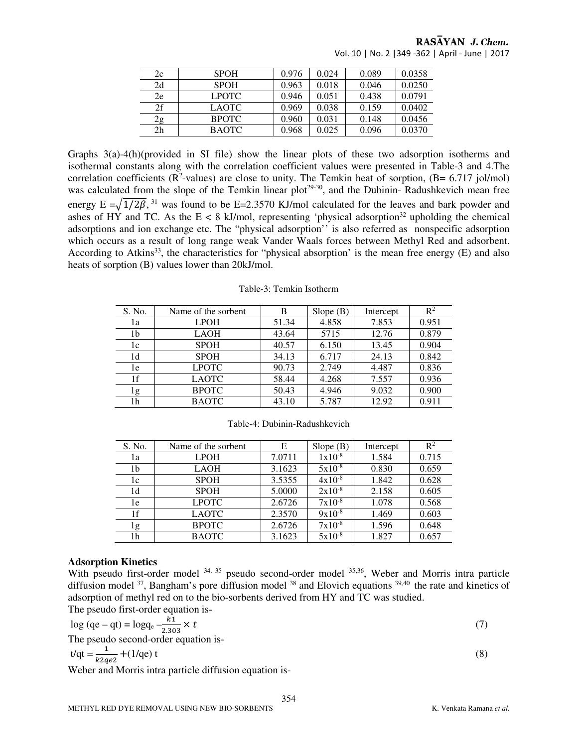| 2c | SPOH | 0.976 | 0.024 | 0.089 | 0.0358 |
|---|---|---|---|---|---|
| 2d | SPOH | 0.963 | 0.018 | 0.046 | 0.0250 |
| 2e | LPOTC | 0.946 | 0.051 | 0.438 | 0.0791 |
| 2f | LAOTC | 0.969 | 0.038 | 0.159 | 0.0402 |
| 2g | BPOTC | 0.960 | 0.031 | 0.148 | 0.0456 |
| 2h | BAOTC | 0.968 | 0.025 | 0.096 | 0.0370 |

Graphs 3(a)-4(h)(provided in SI file) show the linear plots of these two adsorption isotherms and isothermal constants along with the correlation coefficient values were presented in Table-3 and 4.The correlation coefficients ($R^2$-values) are close to unity. The Temkin heat of sorption, (B= 6.717 jol/mol) was calculated from the slope of the Temkin linear plot[29-30], and the Dubinin- Radushkevich mean free energy $E = \sqrt{1/2\beta}$, [31] was found to be E=2.3570 KJ/mol calculated for the leaves and bark powder and ashes of HY and TC. As the E < 8 kJ/mol, representing 'physical adsorption[32] upholding the chemical adsorptions and ion exchange etc. The "physical adsorption'' is also referred as nonspecific adsorption which occurs as a result of long range weak Vander Waals forces between Methyl Red and adsorbent. According to Atkins[33], the characteristics for "physical absorption' is the mean free energy (E) and also heats of sorption (B) values lower than 20kJ/mol.

Table-3: Temkin Isotherm

| S. No. | Name of the sorbent | B | Slope (B) | Intercept | $R^2$ |
|---|---|---|---|---|---|
| 1a | LPOH | 51.34 | 4.858 | 7.853 | 0.951 |
| 1b | LAOH | 43.64 | 5715 | 12.76 | 0.879 |
| 1c | SPOH | 40.57 | 6.150 | 13.45 | 0.904 |
| 1d | SPOH | 34.13 | 6.717 | 24.13 | 0.842 |
| 1e | LPOTC | 90.73 | 2.749 | 4.487 | 0.836 |
| 1f | LAOTC | 58.44 | 4.268 | 7.557 | 0.936 |
| 1g | BPOTC | 50.43 | 4.946 | 9.032 | 0.900 |
| 1h | BAOTC | 43.10 | 5.787 | 12.92 | 0.911 |

Table-4: Dubinin-Radushkevich

| S. No. | Name of the sorbent | E | Slope (B) | Intercept | $R^2$ |
|---|---|---|---|---|---|
| 1a | LPOH | 7.0711 | $1x10^{-8}$ | 1.584 | 0.715 |
| 1b | LAOH | 3.1623 | $5x10^{-8}$ | 0.830 | 0.659 |
| 1c | SPOH | 3.5355 | $4x10^{-8}$ | 1.842 | 0.628 |
| 1d | SPOH | 5.0000 | $2x10^{-8}$ | 2.158 | 0.605 |
| 1e | LPOTC | 2.6726 | $7x10^{-8}$ | 1.078 | 0.568 |
| 1f | LAOTC | 2.3570 | $9x10^{-8}$ | 1.469 | 0.603 |
| 1g | BPOTC | 2.6726 | $7x10^{-8}$ | 1.596 | 0.648 |
| 1h | BAOTC | 3.1623 | $5x10^{-8}$ | 1.827 | 0.657 |

### Adsorption Kinetics

With pseudo first-order model [34, 35] pseudo second-order model [35,36], Weber and Morris intra particle diffusion model [37], Bangham's pore diffusion model [38] and Elovich equations [39,40] the rate and kinetics of adsorption of methyl red on to the bio-sorbents derived from HY and TC was studied.

The pseudo first-order equation is-

$$\log (qe - qt) = \log q_e - \frac{k1}{2.303} \times t \tag{7}$$

The pseudo second-order equation is-

$$t/qt = \frac{1}{k2qe2} + (1/qe)\ t \tag{8}$$

Weber and Morris intra particle diffusion equation is-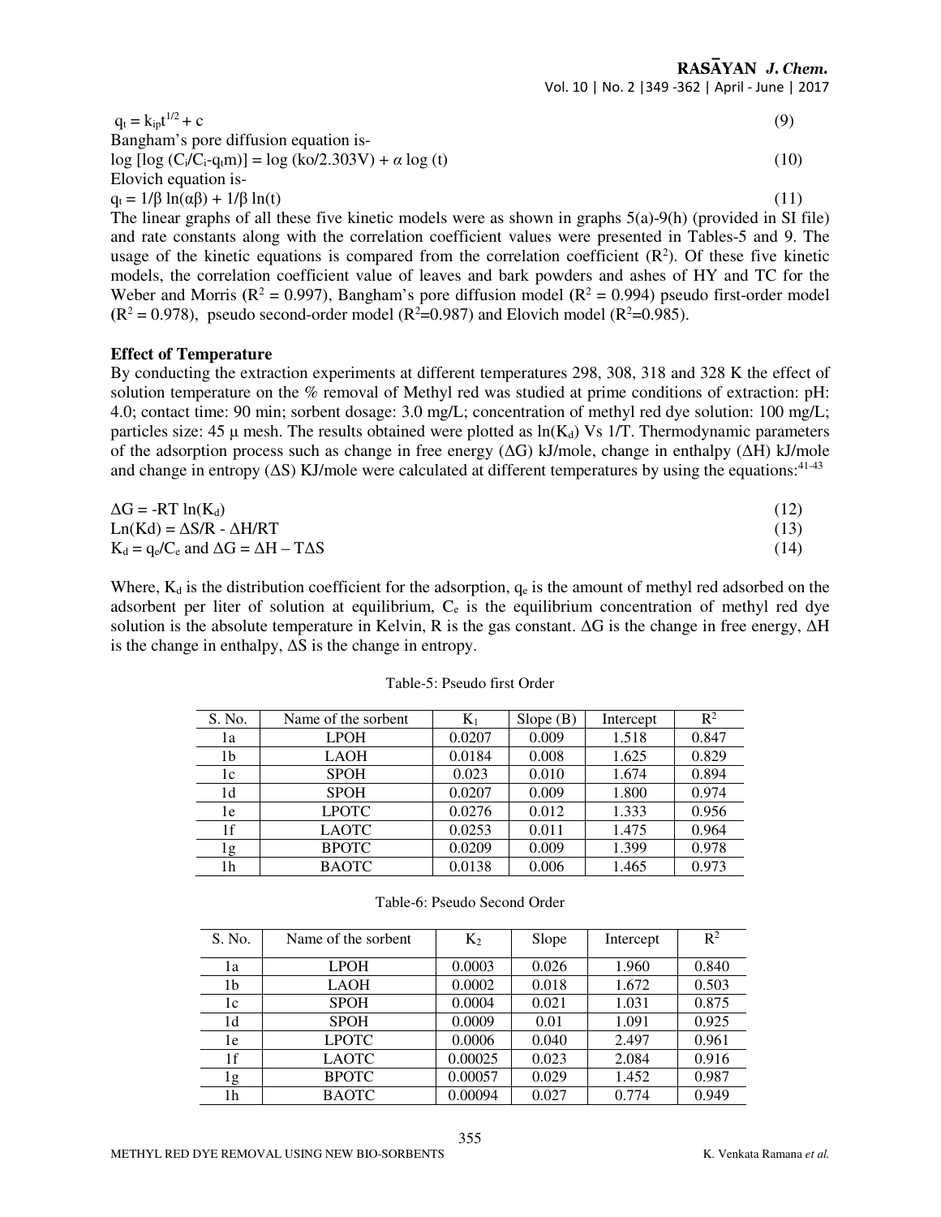$$q_t = k_{ip}t^{1/2} + c \quad (9)$$

Bangham's pore diffusion equation is-

$$\log [\log (C_i/C_i\text{-}q_t m)] = \log (ko/2.303V) + \alpha \log (t) \quad (10)$$

Elovich equation is-

$$q_t = 1/\beta \ln(\alpha\beta) + 1/\beta \ln(t) \quad (11)$$

The linear graphs of all these five kinetic models were as shown in graphs 5(a)-9(h) (provided in SI file) and rate constants along with the correlation coefficient values were presented in Tables-5 and 9. The usage of the kinetic equations is compared from the correlation coefficient ($R^2$). Of these five kinetic models, the correlation coefficient value of leaves and bark powders and ashes of HY and TC for the Weber and Morris ($R^2 = 0.997$), Bangham's pore diffusion model ($R^2 = 0.994$) pseudo first-order model ($R^2 = 0.978$), pseudo second-order model ($R^2$=0.987) and Elovich model ($R^2$=0.985).

**Effect of Temperature**

By conducting the extraction experiments at different temperatures 298, 308, 318 and 328 K the effect of solution temperature on the % removal of Methyl red was studied at prime conditions of extraction: pH: 4.0; contact time: 90 min; sorbent dosage: 3.0 mg/L; concentration of methyl red dye solution: 100 mg/L; particles size: 45 μ mesh. The results obtained were plotted as $\ln(K_d)$ Vs 1/T. Thermodynamic parameters of the adsorption process such as change in free energy (ΔG) kJ/mole, change in enthalpy (ΔH) kJ/mole and change in entropy (ΔS) KJ/mole were calculated at different temperatures by using the equations:[41-43]

$$\Delta G = -RT \ln(K_d) \quad (12)$$

$$\text{Ln}(Kd) = \Delta S/R - \Delta H/RT \quad (13)$$

$$K_d = q_e/C_e \text{ and } \Delta G = \Delta H - T\Delta S \quad (14)$$

Where, $K_d$ is the distribution coefficient for the adsorption, $q_e$ is the amount of methyl red adsorbed on the adsorbent per liter of solution at equilibrium, $C_e$ is the equilibrium concentration of methyl red dye solution is the absolute temperature in Kelvin, R is the gas constant. ΔG is the change in free energy, ΔH is the change in enthalpy, ΔS is the change in entropy.

Table-5: Pseudo first Order

| S. No. | Name of the sorbent | $K_1$ | Slope (B) | Intercept | $R^2$ |
|---|---|---|---|---|---|
| 1a | LPOH | 0.0207 | 0.009 | 1.518 | 0.847 |
| 1b | LAOH | 0.0184 | 0.008 | 1.625 | 0.829 |
| 1c | SPOH | 0.023 | 0.010 | 1.674 | 0.894 |
| 1d | SPOH | 0.0207 | 0.009 | 1.800 | 0.974 |
| 1e | LPOTC | 0.0276 | 0.012 | 1.333 | 0.956 |
| 1f | LAOTC | 0.0253 | 0.011 | 1.475 | 0.964 |
| 1g | BPOTC | 0.0209 | 0.009 | 1.399 | 0.978 |
| 1h | BAOTC | 0.0138 | 0.006 | 1.465 | 0.973 |

Table-6: Pseudo Second Order

| S. No. | Name of the sorbent | $K_2$ | Slope | Intercept | $R^2$ |
|---|---|---|---|---|---|
| 1a | LPOH | 0.0003 | 0.026 | 1.960 | 0.840 |
| 1b | LAOH | 0.0002 | 0.018 | 1.672 | 0.503 |
| 1c | SPOH | 0.0004 | 0.021 | 1.031 | 0.875 |
| 1d | SPOH | 0.0009 | 0.01 | 1.091 | 0.925 |
| 1e | LPOTC | 0.0006 | 0.040 | 2.497 | 0.961 |
| 1f | LAOTC | 0.00025 | 0.023 | 2.084 | 0.916 |
| 1g | BPOTC | 0.00057 | 0.029 | 1.452 | 0.987 |
| 1h | BAOTC | 0.00094 | 0.027 | 0.774 | 0.949 |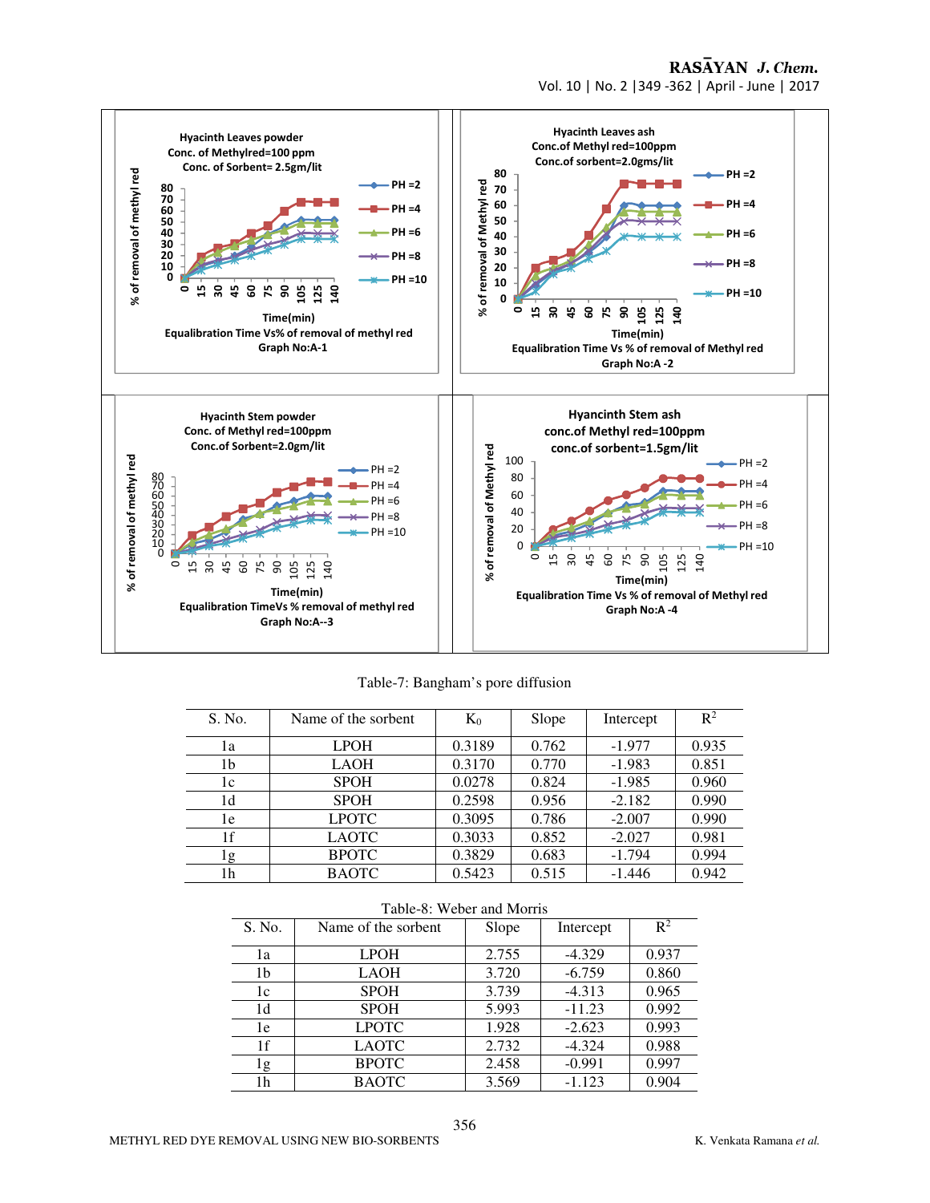Hyacinth Leaves powder
Conc. of Methylred=100 ppm
Conc. of Sorbent= 2.5gm/lit

Equalibration Time Vs% of removal of methyl red
Graph No:A-1

Hyacinth Leaves ash
Conc.of Methyl red=100ppm
Conc.of sorbent=2.0gms/lit

Equalibration Time Vs % of removal of Methyl red
Graph No:A -2

Hyacinth Stem powder
Conc. of Methyl red=100ppm
Conc.of Sorbent=2.0gm/lit

Equalibration TimeVs % removal of methyl red
Graph No:A--3

Hyancinth Stem ash
conc.of Methyl red=100ppm
conc.of sorbent=1.5gm/lit

Equalibration Time Vs % of removal of Methyl red
Graph No:A -4

Table-7: Bangham's pore diffusion

| S. No. | Name of the sorbent | $K_0$ | Slope | Intercept | $R^2$ |
|---|---|---|---|---|---|
| 1a | LPOH | 0.3189 | 0.762 | -1.977 | 0.935 |
| 1b | LAOH | 0.3170 | 0.770 | -1.983 | 0.851 |
| 1c | SPOH | 0.0278 | 0.824 | -1.985 | 0.960 |
| 1d | SPOH | 0.2598 | 0.956 | -2.182 | 0.990 |
| 1e | LPOTC | 0.3095 | 0.786 | -2.007 | 0.990 |
| 1f | LAOTC | 0.3033 | 0.852 | -2.027 | 0.981 |
| 1g | BPOTC | 0.3829 | 0.683 | -1.794 | 0.994 |
| 1h | BAOTC | 0.5423 | 0.515 | -1.446 | 0.942 |

Table-8: Weber and Morris

| S. No. | Name of the sorbent | Slope | Intercept | $R^2$ |
|---|---|---|---|---|
| 1a | LPOH | 2.755 | -4.329 | 0.937 |
| 1b | LAOH | 3.720 | -6.759 | 0.860 |
| 1c | SPOH | 3.739 | -4.313 | 0.965 |
| 1d | SPOH | 5.993 | -11.23 | 0.992 |
| 1e | LPOTC | 1.928 | -2.623 | 0.993 |
| 1f | LAOTC | 2.732 | -4.324 | 0.988 |
| 1g | BPOTC | 2.458 | -0.991 | 0.997 |
| 1h | BAOTC | 3.569 | -1.123 | 0.904 |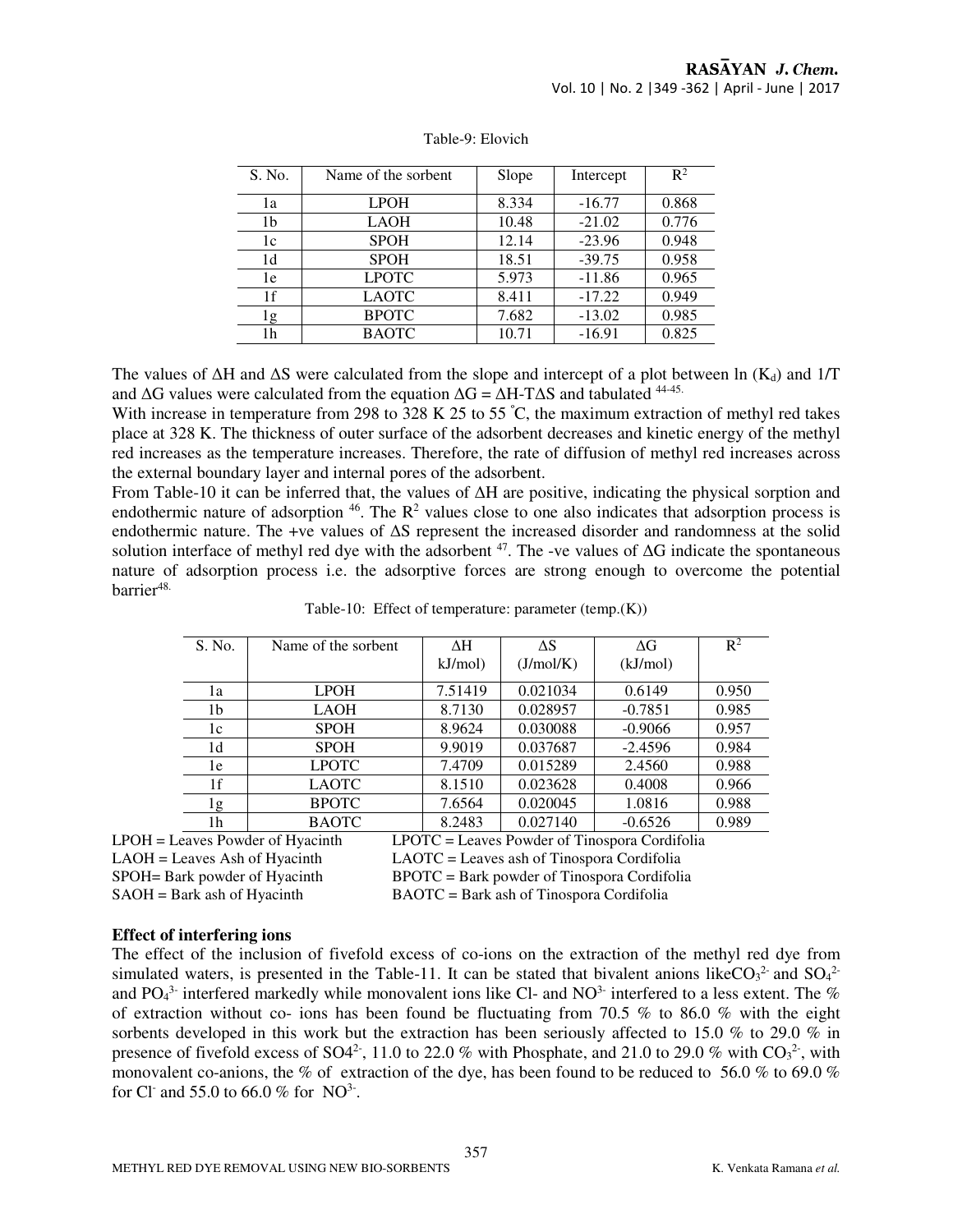Table-9: Elovich

| S. No. | Name of the sorbent | Slope | Intercept | $R^2$ |
|---|---|---|---|---|
| 1a | LPOH | 8.334 | -16.77 | 0.868 |
| 1b | LAOH | 10.48 | -21.02 | 0.776 |
| 1c | SPOH | 12.14 | -23.96 | 0.948 |
| 1d | SPOH | 18.51 | -39.75 | 0.958 |
| 1e | LPOTC | 5.973 | -11.86 | 0.965 |
| 1f | LAOTC | 8.411 | -17.22 | 0.949 |
| 1g | BPOTC | 7.682 | -13.02 | 0.985 |
| 1h | BAOTC | 10.71 | -16.91 | 0.825 |

The values of $\Delta H$ and $\Delta S$ were calculated from the slope and intercept of a plot between ln ($K_d$) and 1/T and $\Delta G$ values were calculated from the equation $\Delta G = \Delta H - T\Delta S$ and tabulated [44-45].

With increase in temperature from 298 to 328 K 25 to 55 °C, the maximum extraction of methyl red takes place at 328 K. The thickness of outer surface of the adsorbent decreases and kinetic energy of the methyl red increases as the temperature increases. Therefore, the rate of diffusion of methyl red increases across the external boundary layer and internal pores of the adsorbent.

From Table-10 it can be inferred that, the values of $\Delta H$ are positive, indicating the physical sorption and endothermic nature of adsorption [46]. The $R^2$ values close to one also indicates that adsorption process is endothermic nature. The +ve values of $\Delta S$ represent the increased disorder and randomness at the solid solution interface of methyl red dye with the adsorbent [47]. The -ve values of $\Delta G$ indicate the spontaneous nature of adsorption process i.e. the adsorptive forces are strong enough to overcome the potential barrier[48].

Table-10: Effect of temperature: parameter (temp.(K))

| S. No. | Name of the sorbent | $\Delta H$ kJ/mol) | $\Delta S$ (J/mol/K) | $\Delta G$ (kJ/mol) | $R^2$ |
|---|---|---|---|---|---|
| 1a | LPOH | 7.51419 | 0.021034 | 0.6149 | 0.950 |
| 1b | LAOH | 8.7130 | 0.028957 | -0.7851 | 0.985 |
| 1c | SPOH | 8.9624 | 0.030088 | -0.9066 | 0.957 |
| 1d | SPOH | 9.9019 | 0.037687 | -2.4596 | 0.984 |
| 1e | LPOTC | 7.4709 | 0.015289 | 2.4560 | 0.988 |
| 1f | LAOTC | 8.1510 | 0.023628 | 0.4008 | 0.966 |
| 1g | BPOTC | 7.6564 | 0.020045 | 1.0816 | 0.988 |
| 1h | BAOTC | 8.2483 | 0.027140 | -0.6526 | 0.989 |

LPOH = Leaves Powder of Hyacinth
LAOH = Leaves Ash of Hyacinth
SPOH= Bark powder of Hyacinth
SAOH = Bark ash of Hyacinth
LPOTC = Leaves Powder of Tinospora Cordifolia
LAOTC = Leaves ash of Tinospora Cordifolia
BPOTC = Bark powder of Tinospora Cordifolia
BAOTC = Bark ash of Tinospora Cordifolia

## Effect of interfering ions

The effect of the inclusion of fivefold excess of co-ions on the extraction of the methyl red dye from simulated waters, is presented in the Table-11. It can be stated that bivalent anions like$CO_3^{2-}$ and $SO_4^{2-}$ and $PO_4^{3-}$ interfered markedly while monovalent ions like Cl- and $NO^{3-}$ interfered to a less extent. The % of extraction without co- ions has been found be fluctuating from 70.5 % to 86.0 % with the eight sorbents developed in this work but the extraction has been seriously affected to 15.0 % to 29.0 % in presence of fivefold excess of $SO4^{2-}$, 11.0 to 22.0 % with Phosphate, and 21.0 to 29.0 % with $CO_3^{2-}$, with monovalent co-anions, the % of extraction of the dye, has been found to be reduced to 56.0 % to 69.0 % for $Cl^-$ and 55.0 to 66.0 % for $NO^{3-}$.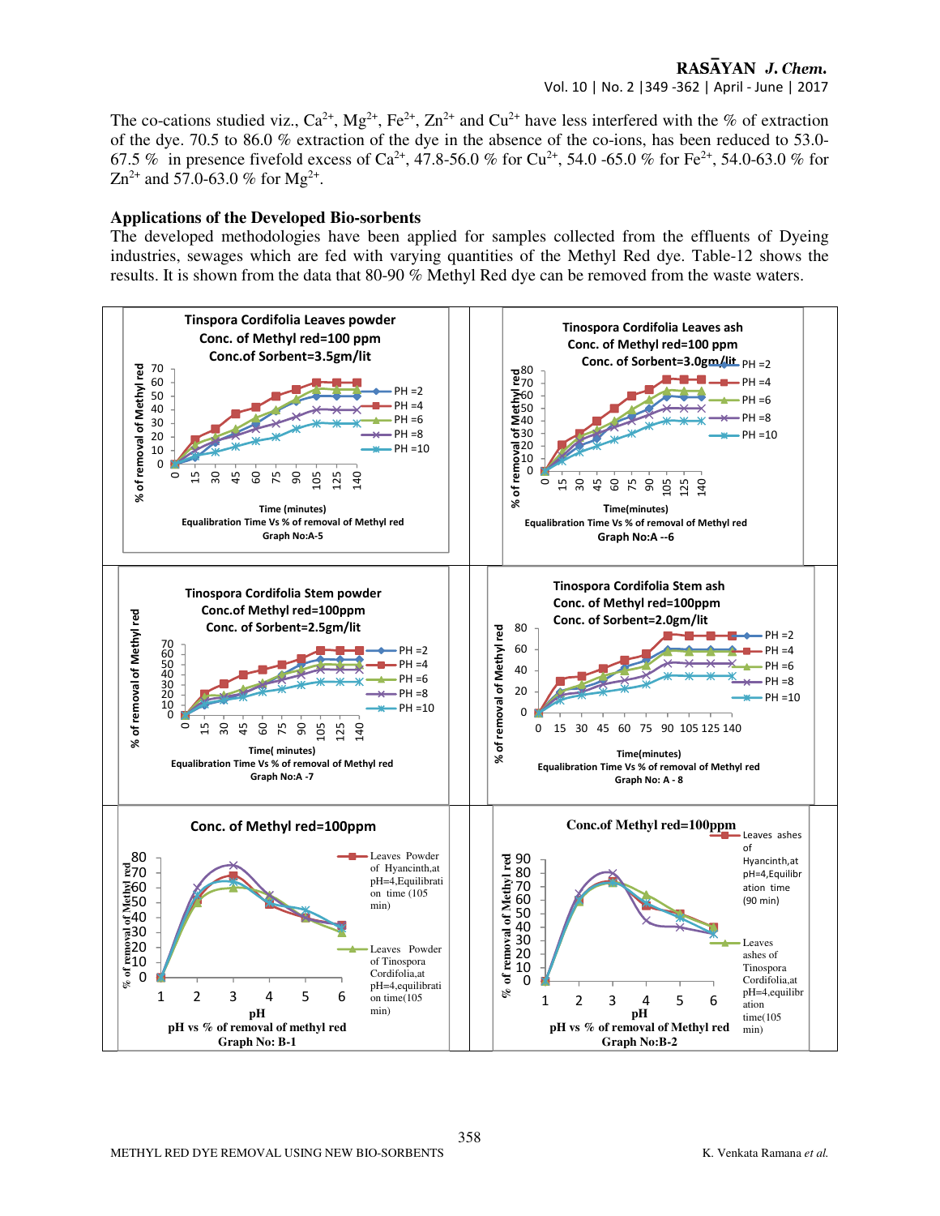The co-cations studied viz., $Ca^{2+}$, $Mg^{2+}$, $Fe^{2+}$, $Zn^{2+}$ and $Cu^{2+}$ have less interfered with the % of extraction of the dye. 70.5 to 86.0 % extraction of the dye in the absence of the co-ions, has been reduced to 53.0-67.5 % in presence fivefold excess of $Ca^{2+}$, 47.8-56.0 % for $Cu^{2+}$, 54.0 -65.0 % for $Fe^{2+}$, 54.0-63.0 % for $Zn^{2+}$ and 57.0-63.0 % for $Mg^{2+}$.

## Applications of the Developed Bio-sorbents

The developed methodologies have been applied for samples collected from the effluents of Dyeing industries, sewages which are fed with varying quantities of the Methyl Red dye. Table-12 shows the results. It is shown from the data that 80-90 % Methyl Red dye can be removed from the waste waters.

Tinspora Cordifolia Leaves powder, Conc. of Methyl red=100 ppm, Conc.of Sorbent=3.5gm/lit — Equalibration Time Vs % of removal of Methyl red — Graph No:A-5

Tinospora Cordifolia Leaves ash, Conc. of Methyl red=100 ppm, Conc. of Sorbent=3.0gm/lit — Equalibration Time Vs % of removal of Methyl red — Graph No:A --6

Tinospora Cordifolia Stem powder, Conc.of Methyl red=100ppm, Conc. of Sorbent=2.5gm/lit — Equalibration Time Vs % of removal of Methyl red — Graph No:A -7

Tinospora Cordifolia Stem ash, Conc. of Methyl red=100ppm, Conc. of Sorbent=2.0gm/lit — Equalibration Time Vs % of removal of Methyl red — Graph No: A - 8

Conc. of Methyl red=100ppm — pH vs % of removal of methyl red — Graph No: B-1

Conc.of Methyl red=100ppm — pH vs % of removal of Methyl red — Graph No:B-2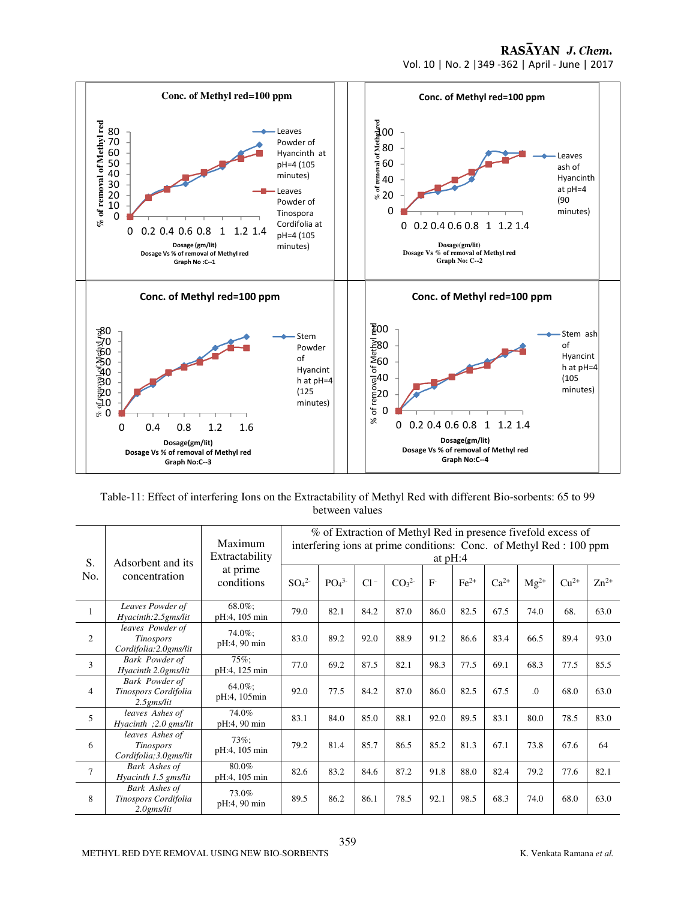Conc. of Methyl red=100 ppm

% of removal of Methyl red

Leaves Powder of Hyancinth at pH=4 (105 minutes)

Leaves Powder of Tinospora Cordifolia at pH=4 (105 minutes)

Dosage (gm/lit)

Dosage Vs % of removal of Methyl red

Graph No :C--1

Conc. of Methyl red=100 ppm

% of removal of Methyl red

Leaves ash of Hyancinth at pH=4 (90 minutes)

Dosage(gm/lit)

Dosage Vs % of removal of Methyl red

Graph No: C--2

Conc. of Methyl red=100 ppm

% of removal of Methyl red

Stem Powder of Hyancinth at pH=4 (125 minutes)

Dosage(gm/lit)

Dosage Vs % of removal of Methyl red

Graph No:C--3

Conc. of Methyl red=100 ppm

% of removal of Methyl red

Stem ash of Hyancinth at pH=4 (105 minutes)

Dosage(gm/lit)

Dosage Vs % of removal of Methyl red

Graph No:C--4

Table-11: Effect of interfering Ions on the Extractability of Methyl Red with different Bio-sorbents: 65 to 99 between values

| S. No. | Adsorbent and its concentration | Maximum Extractability at prime conditions | % of Extraction of Methyl Red in presence fivefold excess of interfering ions at prime conditions: Conc. of Methyl Red : 100 ppm at pH:4 | | | | | | | | | |
|---|---|---|---|---|---|---|---|---|---|---|---|---|
| | | | $SO_4^{2-}$ | $PO_4^{3-}$ | $Cl^-$ | $CO_3^{2-}$ | $F^-$ | $Fe^{2+}$ | $Ca^{2+}$ | $Mg^{2+}$ | $Cu^{2+}$ | $Zn^{2+}$ |
| 1 | *Leaves Powder of Hyacinth:2.5gms/lit* | 68.0%; pH:4, 105 min | 79.0 | 82.1 | 84.2 | 87.0 | 86.0 | 82.5 | 67.5 | 74.0 | 68. | 63.0 |
| 2 | *leaves Powder of Tinospors Cordifolia:2.0gms/lit* | 74.0%; pH:4, 90 min | 83.0 | 89.2 | 92.0 | 88.9 | 91.2 | 86.6 | 83.4 | 66.5 | 89.4 | 93.0 |
| 3 | *Bark Powder of Hyacinth 2.0gms/lit* | 75%; pH:4, 125 min | 77.0 | 69.2 | 87.5 | 82.1 | 98.3 | 77.5 | 69.1 | 68.3 | 77.5 | 85.5 |
| 4 | *Bark Powder of Tinospors Cordifolia 2.5gms/lit* | 64.0%; pH:4, 105min | 92.0 | 77.5 | 84.2 | 87.0 | 86.0 | 82.5 | 67.5 | .0 | 68.0 | 63.0 |
| 5 | *leaves Ashes of Hyacith ;2.0 gms/lit* | 74.0% pH:4, 90 min | 83.1 | 84.0 | 85.0 | 88.1 | 92.0 | 89.5 | 83.1 | 80.0 | 78.5 | 83.0 |
| 6 | *leaves Ashes of Tinospors Cordifolia;3.0gms/lit* | 73%; pH:4, 105 min | 79.2 | 81.4 | 85.7 | 86.5 | 85.2 | 81.3 | 67.1 | 73.8 | 67.6 | 64 |
| 7 | *Bark Ashes of Hyacinth 1.5 gms/lit* | 80.0% pH:4, 105 min | 82.6 | 83.2 | 84.6 | 87.2 | 91.8 | 88.0 | 82.4 | 79.2 | 77.6 | 82.1 |
| 8 | *Bark Ashes of Tinospors Cordifolia 2.0gms/lit* | 73.0% pH:4, 90 min | 89.5 | 86.2 | 86.1 | 78.5 | 92.1 | 98.5 | 68.3 | 74.0 | 68.0 | 63.0 |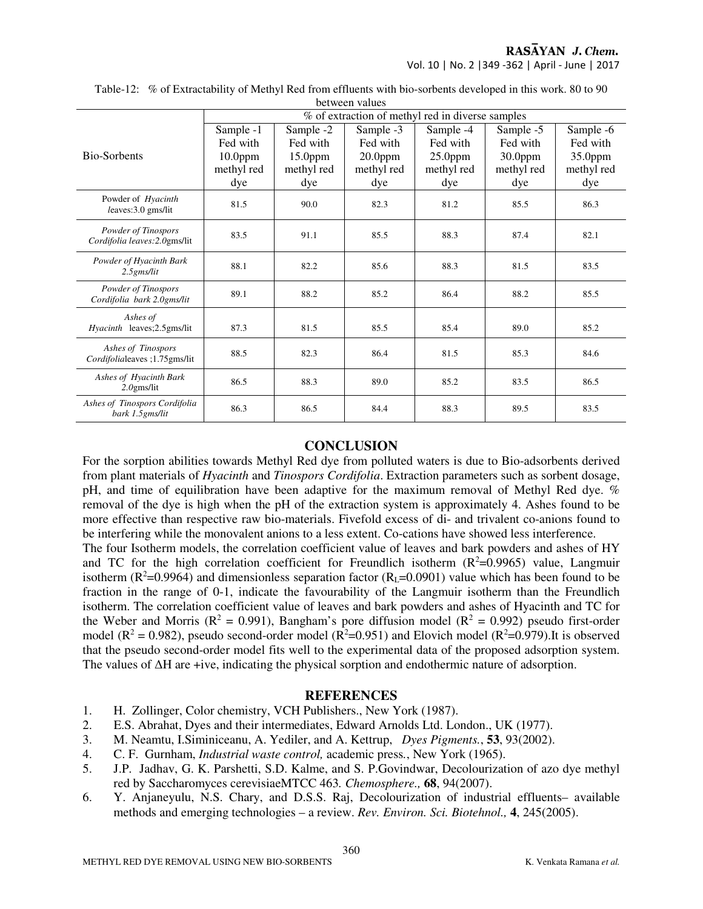Table-12: % of Extractability of Methyl Red from effluents with bio-sorbents developed in this work. 80 to 90 between values

| Bio-Sorbents | % of extraction of methyl red in diverse samples | | | | | |
|---|---|---|---|---|---|---|
| | Sample -1 Fed with 10.0ppm methyl red dye | Sample -2 Fed with 15.0ppm methyl red dye | Sample -3 Fed with 20.0ppm methyl red dye | Sample -4 Fed with 25.0ppm methyl red dye | Sample -5 Fed with 30.0ppm methyl red dye | Sample -6 Fed with 35.0ppm methyl red dye |
| Powder of *Hyacinth leaves*:3.0 gms/lit | 81.5 | 90.0 | 82.3 | 81.2 | 85.5 | 86.3 |
| *Powder of Tinospors Cordifolia leaves:2.0*gms/lit | 83.5 | 91.1 | 85.5 | 88.3 | 87.4 | 82.1 |
| *Powder of Hyacinth Bark 2.5gms/lit* | 88.1 | 82.2 | 85.6 | 88.3 | 81.5 | 83.5 |
| *Powder of Tinospors Cordifolia bark 2.0gms/lit* | 89.1 | 88.2 | 85.2 | 86.4 | 88.2 | 85.5 |
| *Ashes of Hyacinth* leaves;2.5gms/lit | 87.3 | 81.5 | 85.5 | 85.4 | 89.0 | 85.2 |
| *Ashes of Tinospors Cordifolia*leaves ;1.75gms/lit | 88.5 | 82.3 | 86.4 | 81.5 | 85.3 | 84.6 |
| *Ashes of Hyacinth Bark 2.0*gms/lit | 86.5 | 88.3 | 89.0 | 85.2 | 83.5 | 86.5 |
| *Ashes of Tinospors Cordifolia bark 1.5gms/lit* | 86.3 | 86.5 | 84.4 | 88.3 | 89.5 | 83.5 |

## CONCLUSION

For the sorption abilities towards Methyl Red dye from polluted waters is due to Bio-adsorbents derived from plant materials of *Hyacinth* and *Tinospors Cordifolia*. Extraction parameters such as sorbent dosage, pH, and time of equilibration have been adaptive for the maximum removal of Methyl Red dye. % removal of the dye is high when the pH of the extraction system is approximately 4. Ashes found to be more effective than respective raw bio-materials. Fivefold excess of di- and trivalent co-anions found to be interfering while the monovalent anions to a less extent. Co-cations have showed less interference.

The four Isotherm models, the correlation coefficient value of leaves and bark powders and ashes of HY and TC for the high correlation coefficient for Freundlich isotherm ($R^2$=0.9965) value, Langmuir isotherm ($R^2$=0.9964) and dimensionless separation factor ($R_L$=0.0901) value which has been found to be fraction in the range of 0-1, indicate the favourability of the Langmuir isotherm than the Freundlich isotherm. The correlation coefficient value of leaves and bark powders and ashes of Hyacinth and TC for the Weber and Morris ($R^2$ = 0.991), Bangham's pore diffusion model ($R^2$ = 0.992) pseudo first-order model ($R^2$ = 0.982), pseudo second-order model ($R^2$=0.951) and Elovich model ($R^2$=0.979).It is observed that the pseudo second-order model fits well to the experimental data of the proposed adsorption system. The values of $\Delta H$ are +ive, indicating the physical sorption and endothermic nature of adsorption.

## REFERENCES

1. H. Zollinger, Color chemistry, VCH Publishers., New York (1987).
2. E.S. Abrahat, Dyes and their intermediates, Edward Arnolds Ltd. London., UK (1977).
3. M. Neamtu, I.Siminiceanu, A. Yediler, and A. Kettrup, *Dyes Pigments.*, **53**, 93(2002).
4. C. F. Gurnham, *Industrial waste control,* academic press., New York (1965).
5. J.P. Jadhav, G. K. Parshetti, S.D. Kalme, and S. P.Govindwar, Decolourization of azo dye methyl red by Saccharomyces cerevisiaeMTCC 463*. Chemosphere.,* **68**, 94(2007).
6. Y. Anjaneyulu, N.S. Chary, and D.S.S. Raj, Decolourization of industrial effluents– available methods and emerging technologies – a review. *Rev. Environ. Sci. Biotehnol.,* **4**, 245(2005).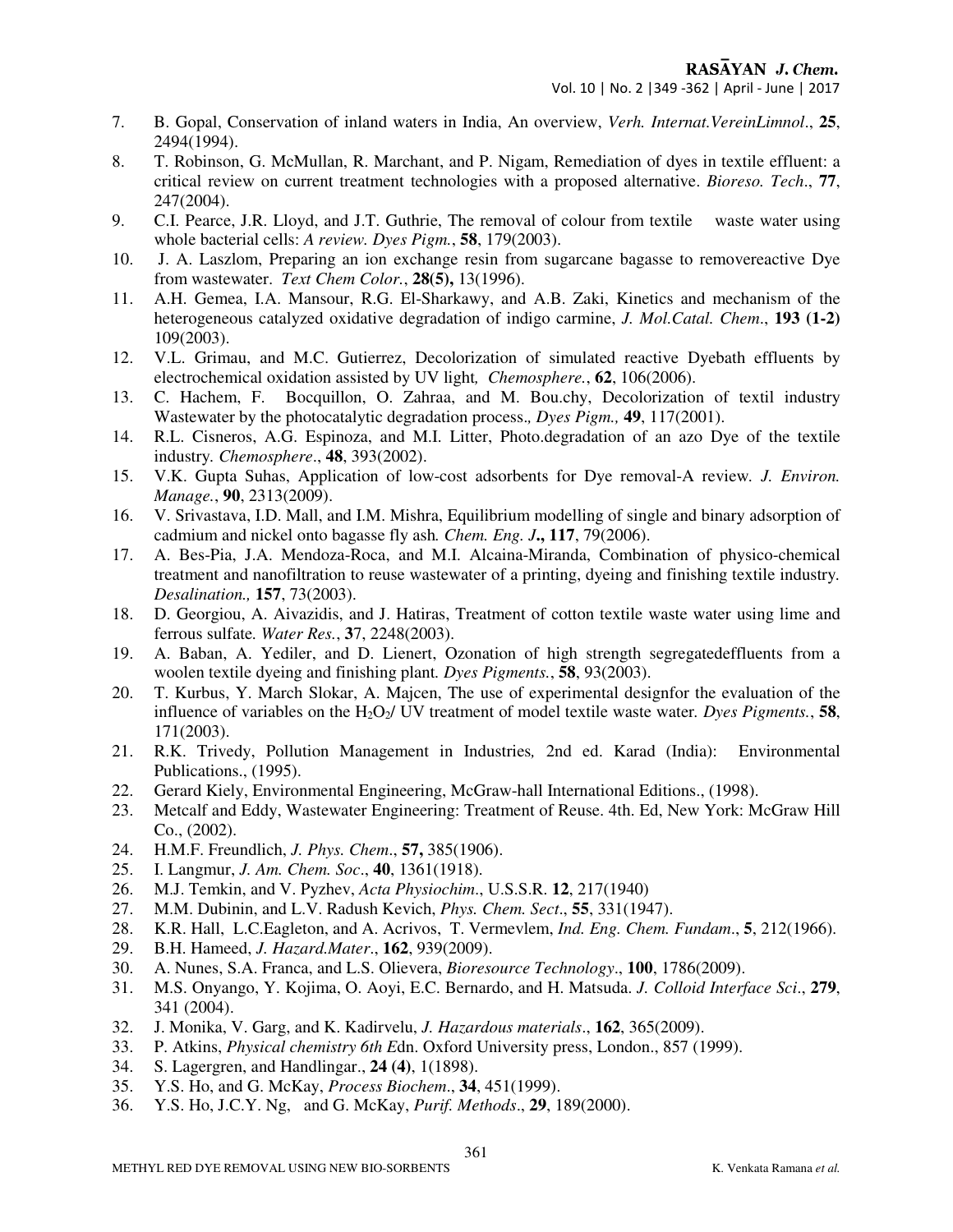7. B. Gopal, Conservation of inland waters in India, An overview, *Verh. Internat.VereinLimnol*., **25**, 2494(1994).
8. T. Robinson, G. McMullan, R. Marchant, and P. Nigam, Remediation of dyes in textile effluent: a critical review on current treatment technologies with a proposed alternative. *Bioreso. Tech*., **77**, 247(2004).
9. C.I. Pearce, J.R. Lloyd, and J.T. Guthrie, The removal of colour from textile waste water using whole bacterial cells: *A review. Dyes Pigm.*, **58**, 179(2003).
10. J. A. Laszlom, Preparing an ion exchange resin from sugarcane bagasse to removereactive Dye from wastewater. *Text Chem Color.*, **28(5),** 13(1996).
11. A.H. Gemea, I.A. Mansour, R.G. El-Sharkawy, and A.B. Zaki, Kinetics and mechanism of the heterogeneous catalyzed oxidative degradation of indigo carmine, *J. Mol.Catal. Chem*., **193 (1-2)** 109(2003).
12. V.L. Grimau, and M.C. Gutierrez, Decolorization of simulated reactive Dyebath effluents by electrochemical oxidation assisted by UV light*, Chemosphere.*, **62**, 106(2006).
13. C. Hachem, F. Bocquillon, O. Zahraa, and M. Bou.chy, Decolorization of textil industry Wastewater by the photocatalytic degradation process.*, Dyes Pigm.,* **49**, 117(2001).
14. R.L. Cisneros, A.G. Espinoza, and M.I. Litter, Photo.degradation of an azo Dye of the textile industry. *Chemosphere*., **48**, 393(2002).
15. V.K. Gupta Suhas, Application of low-cost adsorbents for Dye removal-A review. *J. Environ. Manage.*, **90**, 2313(2009).
16. V. Srivastava, I.D. Mall, and I.M. Mishra, Equilibrium modelling of single and binary adsorption of cadmium and nickel onto bagasse fly ash*. Chem. Eng. J***., 117**, 79(2006).
17. A. Bes-Pia, J.A. Mendoza-Roca, and M.I. Alcaina-Miranda, Combination of physico-chemical treatment and nanofiltration to reuse wastewater of a printing, dyeing and finishing textile industry. *Desalination.,* **157**, 73(2003).
18. D. Georgiou, A. Aivazidis, and J. Hatiras, Treatment of cotton textile waste water using lime and ferrous sulfate*. Water Res.*, **3**7, 2248(2003).
19. A. Baban, A. Yediler, and D. Lienert, Ozonation of high strength segregatedeffluents from a woolen textile dyeing and finishing plant*. Dyes Pigments.*, **58**, 93(2003).
20. T. Kurbus, Y. March Slokar, A. Majcen, The use of experimental designfor the evaluation of the influence of variables on the $H_2O_2$/ UV treatment of model textile waste water*. Dyes Pigments.*, **58**, 171(2003).
21. R.K. Trivedy, Pollution Management in Industries*,* 2nd ed. Karad (India): Environmental Publications., (1995).
22. Gerard Kiely, Environmental Engineering, McGraw-hall International Editions., (1998).
23. Metcalf and Eddy, Wastewater Engineering: Treatment of Reuse. 4th. Ed, New York: McGraw Hill Co., (2002).
24. H.M.F. Freundlich, *J. Phys. Chem*., **57,** 385(1906).
25. I. Langmur, *J. Am. Chem. Soc*., **40**, 1361(1918).
26. M.J. Temkin, and V. Pyzhev, *Acta Physiochim*., U.S.S.R. **12**, 217(1940)
27. M.M. Dubinin, and L.V. Radush Kevich, *Phys. Chem. Sect*., **55**, 331(1947).
28. K.R. Hall, L.C.Eagleton, and A. Acrivos, T. Vermevlem, *Ind. Eng. Chem. Fundam*., **5**, 212(1966).
29. B.H. Hameed, *J. Hazard.Mater*., **162**, 939(2009).
30. A. Nunes, S.A. Franca, and L.S. Olievera, *Bioresource Technology*., **100**, 1786(2009).
31. M.S. Onyango, Y. Kojima, O. Aoyi, E.C. Bernardo, and H. Matsuda. *J. Colloid Interface Sci*., **279**, 341 (2004).
32. J. Monika, V. Garg, and K. Kadirvelu, *J. Hazardous materials*., **162**, 365(2009).
33. P. Atkins, *Physical chemistry 6th E*dn. Oxford University press, London., 857 (1999).
34. S. Lagergren, and Handlingar., **24 (4)**, 1(1898).
35. Y.S. Ho, and G. McKay, *Process Biochem*., **34**, 451(1999).
36. Y.S. Ho, J.C.Y. Ng, and G. McKay, *Purif. Methods*., **29**, 189(2000).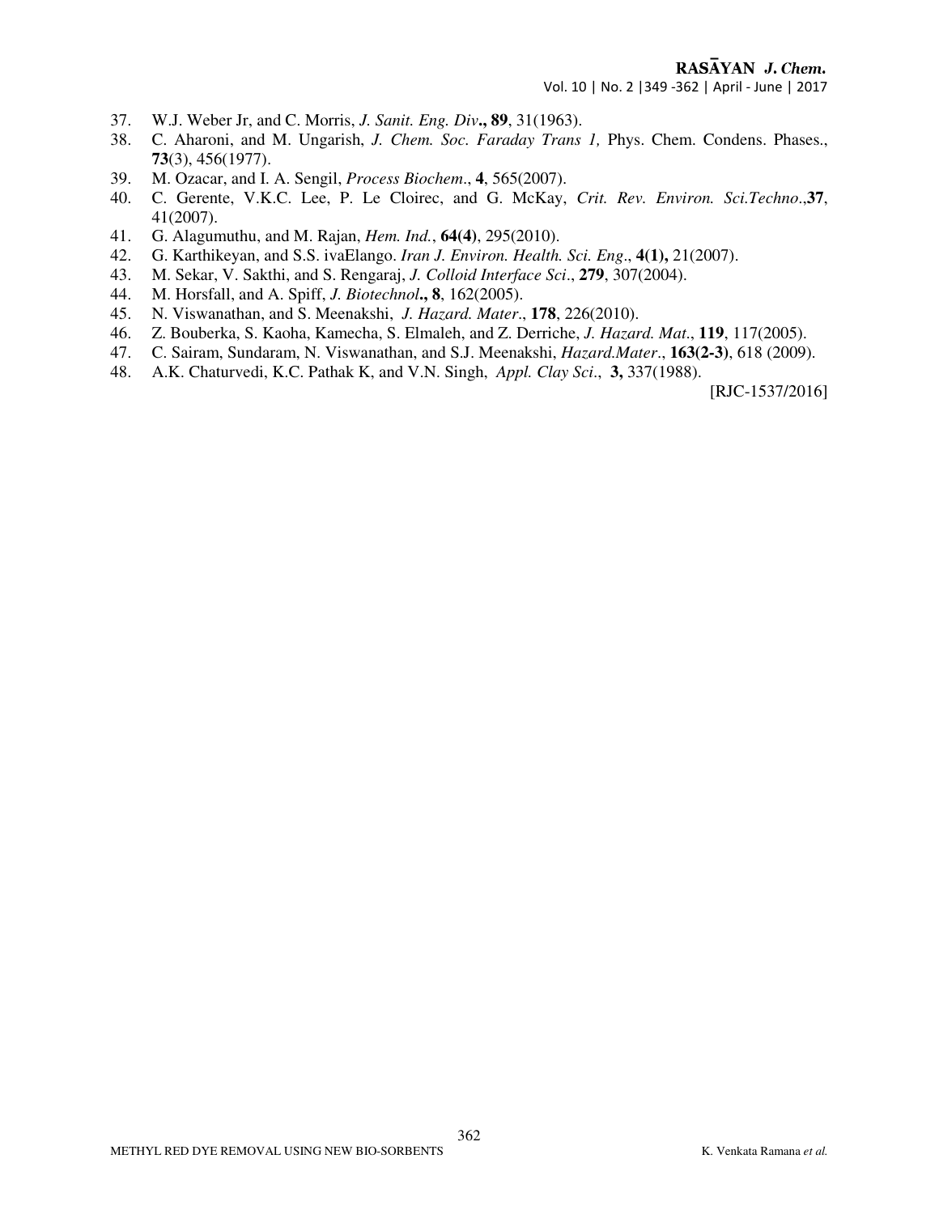37. W.J. Weber Jr, and C. Morris, *J. Sanit. Eng. Div*., **89**, 31(1963).
38. C. Aharoni, and M. Ungarish, *J. Chem. Soc. Faraday Trans 1,* Phys. Chem. Condens. Phases., **73**(3), 456(1977).
39. M. Ozacar, and I. A. Sengil, *Process Biochem*., **4**, 565(2007).
40. C. Gerente, V.K.C. Lee, P. Le Cloirec, and G. McKay, *Crit. Rev. Environ. Sci.Techno*.,**37**, 41(2007).
41. G. Alagumuthu, and M. Rajan, *Hem. Ind.*, **64(4)**, 295(2010).
42. G. Karthikeyan, and S.S. ivaElango. *Iran J. Environ. Health. Sci. Eng*., **4(1),** 21(2007).
43. M. Sekar, V. Sakthi, and S. Rengaraj, *J. Colloid Interface Sci*., **279**, 307(2004).
44. M. Horsfall, and A. Spiff, *J. Biotechnol*., **8**, 162(2005).
45. N. Viswanathan, and S. Meenakshi, *J. Hazard. Mater*., **178**, 226(2010).
46. Z. Bouberka, S. Kaoha, Kamecha, S. Elmaleh, and Z. Derriche, *J. Hazard. Mat*., **119**, 117(2005).
47. C. Sairam, Sundaram, N. Viswanathan, and S.J. Meenakshi, *Hazard.Mater*., **163(2-3)**, 618 (2009).
48. A.K. Chaturvedi, K.C. Pathak K, and V.N. Singh, *Appl. Clay Sci*., **3,** 337(1988).

[RJC-1537/2016]